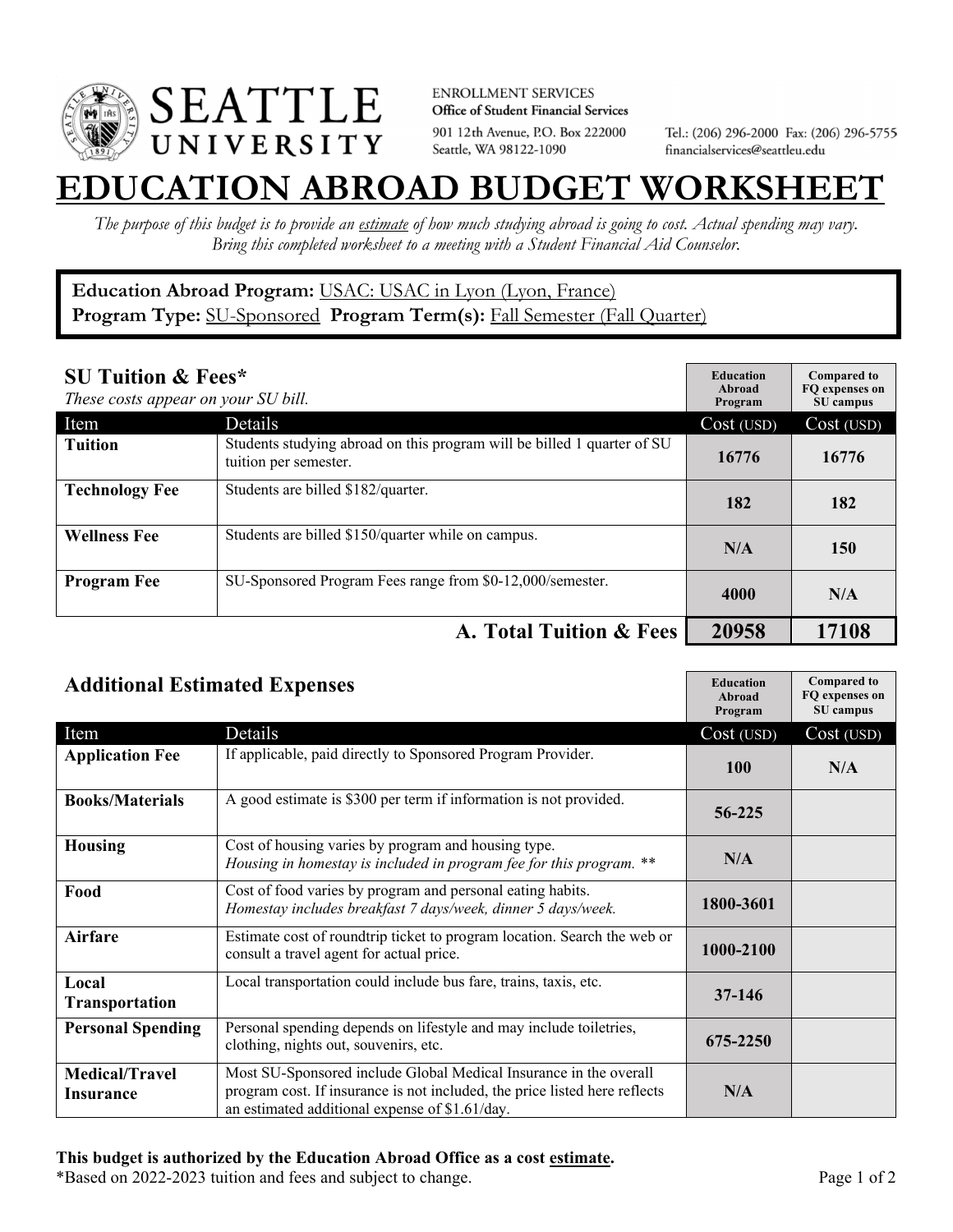SEATTLE UNIVERSITY

ENROLLMENT SERVICES
**Office of Student Financial Services**
901 12th Avenue, P.O. Box 222000
Seattle, WA 98122-1090

Tel.: (206) 296-2000 Fax: (206) 296-5755
financialservices@seattleu.edu

# EDUCATION ABROAD BUDGET WORKSHEET

*The purpose of this budget is to provide an estimate of how much studying abroad is going to cost. Actual spending may vary. Bring this completed worksheet to a meeting with a Student Financial Aid Counselor.*

**Education Abroad Program:** USAC: USAC in Lyon (Lyon, France)
**Program Type:** SU-Sponsored **Program Term(s):** Fall Semester (Fall Quarter)

## SU Tuition & Fees*

*These costs appear on your SU bill.*

| Item | Details | Education Abroad Program Cost (USD) | Compared to FQ expenses on SU campus Cost (USD) |
|---|---|---|---|
| **Tuition** | Students studying abroad on this program will be billed 1 quarter of SU tuition per semester. | 16776 | 16776 |
| **Technology Fee** | Students are billed $182/quarter. | 182 | 182 |
| **Wellness Fee** | Students are billed $150/quarter while on campus. | N/A | 150 |
| **Program Fee** | SU-Sponsored Program Fees range from $0-12,000/semester. | 4000 | N/A |
| | **A. Total Tuition & Fees** | **20958** | **17108** |

## Additional Estimated Expenses

| Item | Details | Education Abroad Program Cost (USD) | Compared to FQ expenses on SU campus Cost (USD) |
|---|---|---|---|
| **Application Fee** | If applicable, paid directly to Sponsored Program Provider. | 100 | N/A |
| **Books/Materials** | A good estimate is $300 per term if information is not provided. | 56-225 | |
| **Housing** | Cost of housing varies by program and housing type. *Housing in homestay is included in program fee for this program. ** * | N/A | |
| **Food** | Cost of food varies by program and personal eating habits. *Homestay includes breakfast 7 days/week, dinner 5 days/week.* | 1800-3601 | |
| **Airfare** | Estimate cost of roundtrip ticket to program location. Search the web or consult a travel agent for actual price. | 1000-2100 | |
| **Local Transportation** | Local transportation could include bus fare, trains, taxis, etc. | 37-146 | |
| **Personal Spending** | Personal spending depends on lifestyle and may include toiletries, clothing, nights out, souvenirs, etc. | 675-2250 | |
| **Medical/Travel Insurance** | Most SU-Sponsored include Global Medical Insurance in the overall program cost. If insurance is not included, the price listed here reflects an estimated additional expense of $1.61/day. | N/A | |

**This budget is authorized by the Education Abroad Office as a cost estimate.**
*Based on 2022-2023 tuition and fees and subject to change.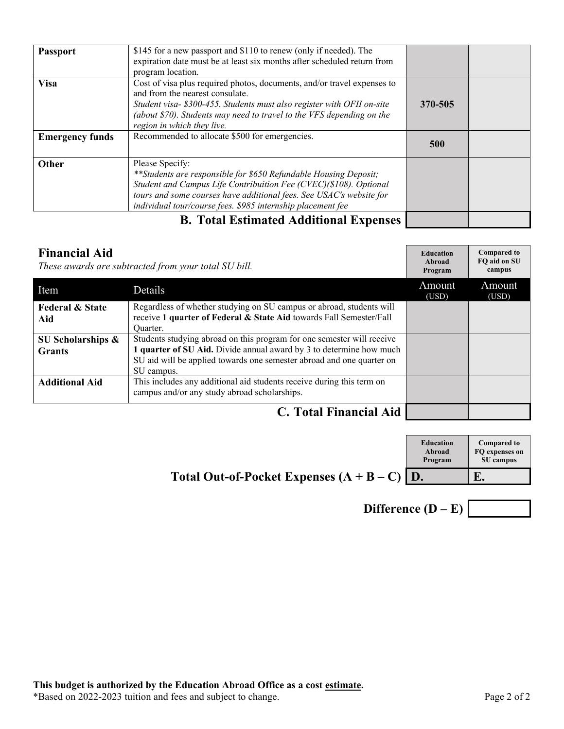| | | | |
|---|---|---|---|
| **Passport** | $145 for a new passport and $110 to renew (only if needed). The expiration date must be at least six months after scheduled return from program location. | | |
| **Visa** | Cost of visa plus required photos, documents, and/or travel expenses to and from the nearest consulate.<br>*Student visa- $300-455. Students must also register with OFII on-site (about $70). Students may need to travel to the VFS depending on the region in which they live.* | **370-505** | |
| **Emergency funds** | Recommended to allocate $500 for emergencies. | **500** | |
| **Other** | Please Specify:<br>*\*\*Students are responsible for $650 Refundable Housing Deposit; Student and Campus Life Contribuition Fee (CVEC)($108). Optional tours and some courses have additional fees. See USAC's website for individual tour/course fees. $985 internship placement fee* | | |
| | **B. Total Estimated Additional Expenses** | | |

## Financial Aid

*These awards are subtracted from your total SU bill.*

| Item | Details | Education Abroad Program<br>Amount (USD) | Compared to FQ aid on SU campus<br>Amount (USD) |
|---|---|---|---|
| **Federal & State Aid** | Regardless of whether studying on SU campus or abroad, students will receive **1 quarter of Federal & State Aid** towards Fall Semester/Fall Quarter. | | |
| **SU Scholarships & Grants** | Students studying abroad on this program for one semester will receive **1 quarter of SU Aid.** Divide annual award by 3 to determine how much SU aid will be applied towards one semester abroad and one quarter on SU campus. | | |
| **Additional Aid** | This includes any additional aid students receive during this term on campus and/or any study abroad scholarships. | | |
| | **C. Total Financial Aid** | | |

| | Education Abroad Program | Compared to FQ expenses on SU campus |
|---|---|---|
| **Total Out-of-Pocket Expenses (A + B – C)** | **D.** | **E.** |

**Difference (D – E)**

**This budget is authorized by the Education Abroad Office as a cost estimate.**
*Based on 2022-2023 tuition and fees and subject to change.